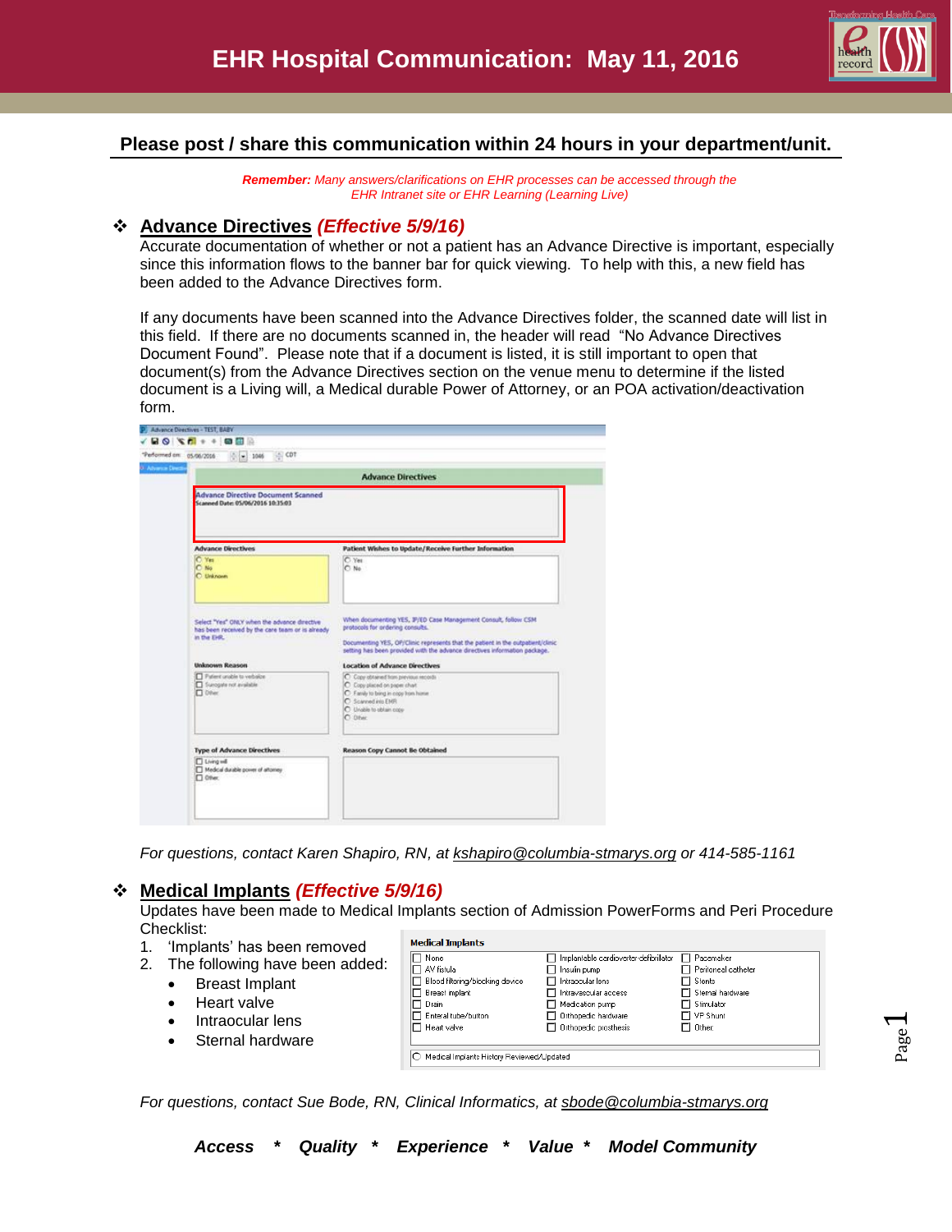# EHR Hospital Communication: May 11, 2016

**Please post / share this communication within 24 hours in your department/unit.**

***Remember:*** *Many answers/clarifications on EHR processes can be accessed through the EHR Intranet site or EHR Learning (Learning Live)*

## Advance Directives *(Effective 5/9/16)*

Accurate documentation of whether or not a patient has an Advance Directive is important, especially since this information flows to the banner bar for quick viewing. To help with this, a new field has been added to the Advance Directives form.

If any documents have been scanned into the Advance Directives folder, the scanned date will list in this field. If there are no documents scanned in, the header will read "No Advance Directives Document Found". Please note that if a document is listed, it is still important to open that document(s) from the Advance Directives section on the venue menu to determine if the listed document is a Living will, a Medical durable Power of Attorney, or an POA activation/deactivation form.

*For questions, contact Karen Shapiro, RN, at kshapiro@columbia-stmarys.org or 414-585-1161*

## Medical Implants *(Effective 5/9/16)*

Updates have been made to Medical Implants section of Admission PowerForms and Peri Procedure Checklist:

1. 'Implants' has been removed
2. The following have been added:
   - Breast Implant
   - Heart valve
   - Intraocular lens
   - Sternal hardware

*For questions, contact Sue Bode, RN, Clinical Informatics, at sbode@columbia-stmarys.org*

***Access \* Quality \* Experience \* Value \* Model Community***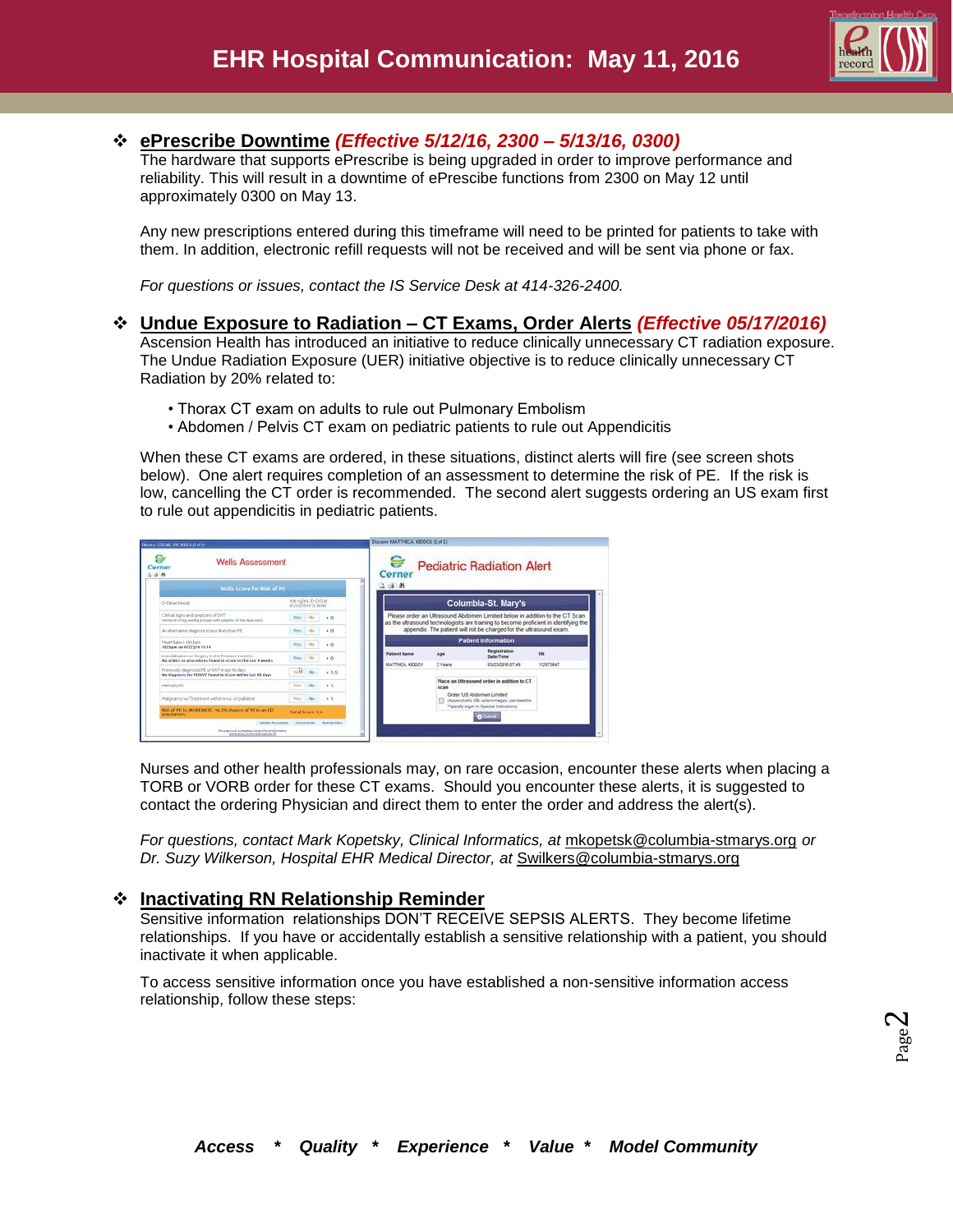- **ePrescribe Downtime** ***(Effective 5/12/16, 2300 – 5/13/16, 0300)***
  The hardware that supports ePrescribe is being upgraded in order to improve performance and reliability. This will result in a downtime of ePrescibe functions from 2300 on May 12 until approximately 0300 on May 13.

  Any new prescriptions entered during this timeframe will need to be printed for patients to take with them. In addition, electronic refill requests will not be received and will be sent via phone or fax.

  *For questions or issues, contact the IS Service Desk at 414-326-2400.*

- **Undue Exposure to Radiation – CT Exams, Order Alerts** ***(Effective 05/17/2016)***
  Ascension Health has introduced an initiative to reduce clinically unnecessary CT radiation exposure. The Undue Radiation Exposure (UER) initiative objective is to reduce clinically unnecessary CT Radiation by 20% related to:

  - Thorax CT exam on adults to rule out Pulmonary Embolism
  - Abdomen / Pelvis CT exam on pediatric patients to rule out Appendicitis

  When these CT exams are ordered, in these situations, distinct alerts will fire (see screen shots below). One alert requires completion of an assessment to determine the risk of PE. If the risk is low, cancelling the CT order is recommended. The second alert suggests ordering an US exam first to rule out appendicitis in pediatric patients.

  Nurses and other health professionals may, on rare occasion, encounter these alerts when placing a TORB or VORB order for these CT exams. Should you encounter these alerts, it is suggested to contact the ordering Physician and direct them to enter the order and address the alert(s).

  *For questions, contact Mark Kopetsky, Clinical Informatics, at* mkopetsk@columbia-stmarys.org *or Dr. Suzy Wilkerson, Hospital EHR Medical Director, at* Swilkers@columbia-stmarys.org

- **Inactivating RN Relationship Reminder**
  Sensitive information relationships DON'T RECEIVE SEPSIS ALERTS. They become lifetime relationships. If you have or accidentally establish a sensitive relationship with a patient, you should inactivate it when applicable.

  To access sensitive information once you have established a non-sensitive information access relationship, follow these steps: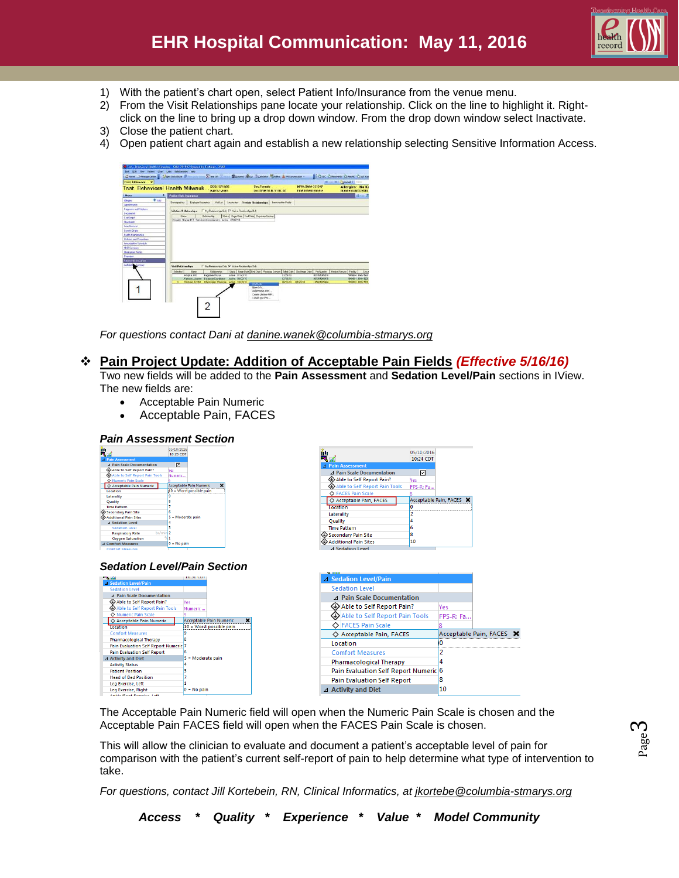1) With the patient's chart open, select Patient Info/Insurance from the venue menu.
2) From the Visit Relationships pane locate your relationship. Click on the line to highlight it. Right-click on the line to bring up a drop down window. From the drop down window select Inactivate.
3) Close the patient chart.
4) Open patient chart again and establish a new relationship selecting Sensitive Information Access.

*For questions contact Dani at danine.wanek@columbia-stmarys.org*

## ❖ Pain Project Update: Addition of Acceptable Pain Fields *(Effective 5/16/16)*

Two new fields will be added to the **Pain Assessment** and **Sedation Level/Pain** sections in IView. The new fields are:

- Acceptable Pain Numeric
- Acceptable Pain, FACES

### *Pain Assessment Section*

### *Sedation Level/Pain Section*

The Acceptable Pain Numeric field will open when the Numeric Pain Scale is chosen and the Acceptable Pain FACES field will open when the FACES Pain Scale is chosen.

This will allow the clinician to evaluate and document a patient's acceptable level of pain for comparison with the patient's current self-report of pain to help determine what type of intervention to take.

*For questions, contact Jill Kortebein, RN, Clinical Informatics, at jkortebe@columbia-stmarys.org*

***Access * Quality * Experience * Value * Model Community***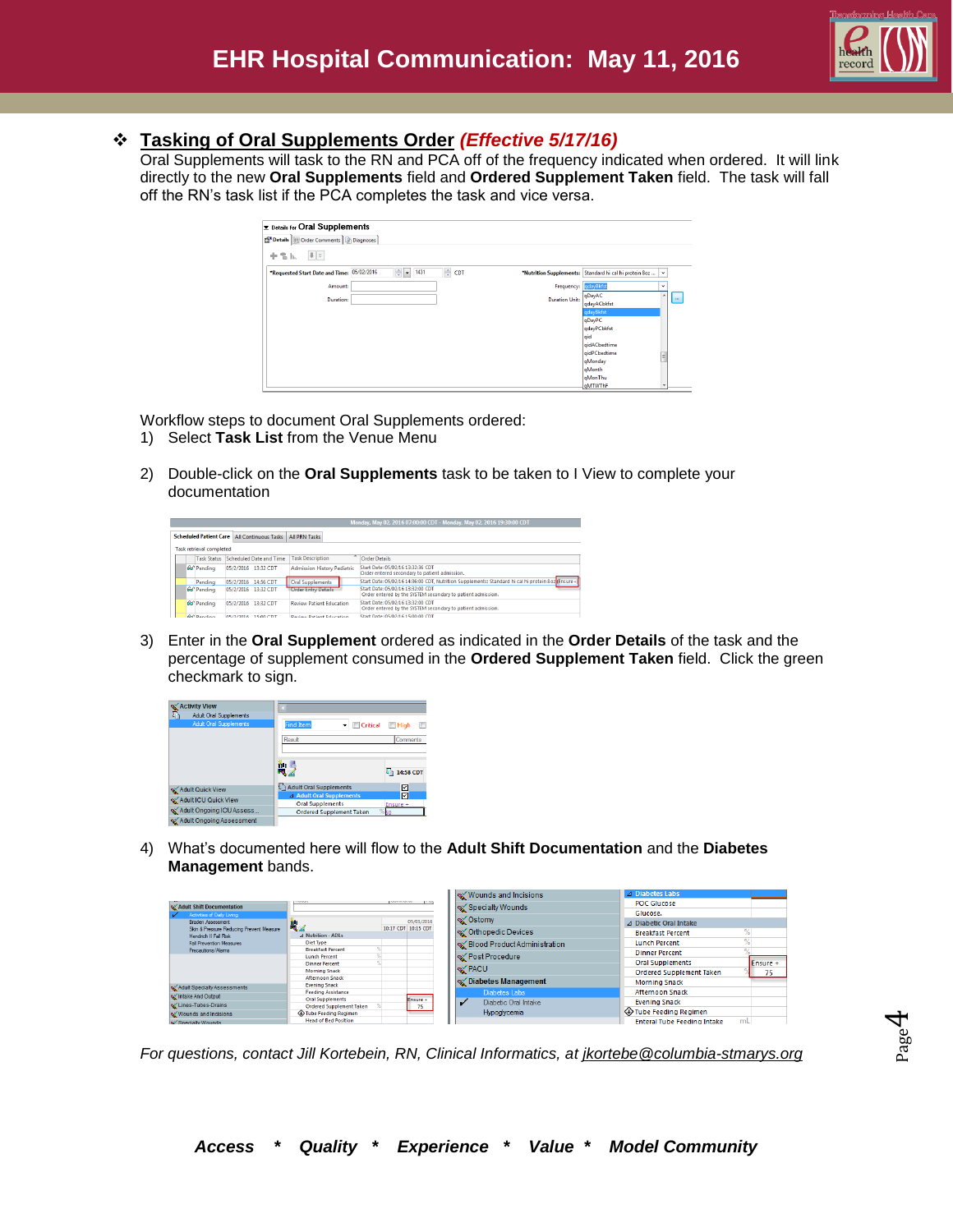# EHR Hospital Communication: May 11, 2016

## ❖ Tasking of Oral Supplements Order *(Effective 5/17/16)*

Oral Supplements will task to the RN and PCA off of the frequency indicated when ordered. It will link directly to the new **Oral Supplements** field and **Ordered Supplement Taken** field. The task will fall off the RN's task list if the PCA completes the task and vice versa.

Workflow steps to document Oral Supplements ordered:

1) Select **Task List** from the Venue Menu

2) Double-click on the **Oral Supplements** task to be taken to I View to complete your documentation

3) Enter in the **Oral Supplement** ordered as indicated in the **Order Details** of the task and the percentage of supplement consumed in the **Ordered Supplement Taken** field. Click the green checkmark to sign.

4) What's documented here will flow to the **Adult Shift Documentation** and the **Diabetes Management** bands.

*For questions, contact Jill Kortebein, RN, Clinical Informatics, at jkortebe@columbia-stmarys.org*

***Access * Quality * Experience * Value * Model Community***